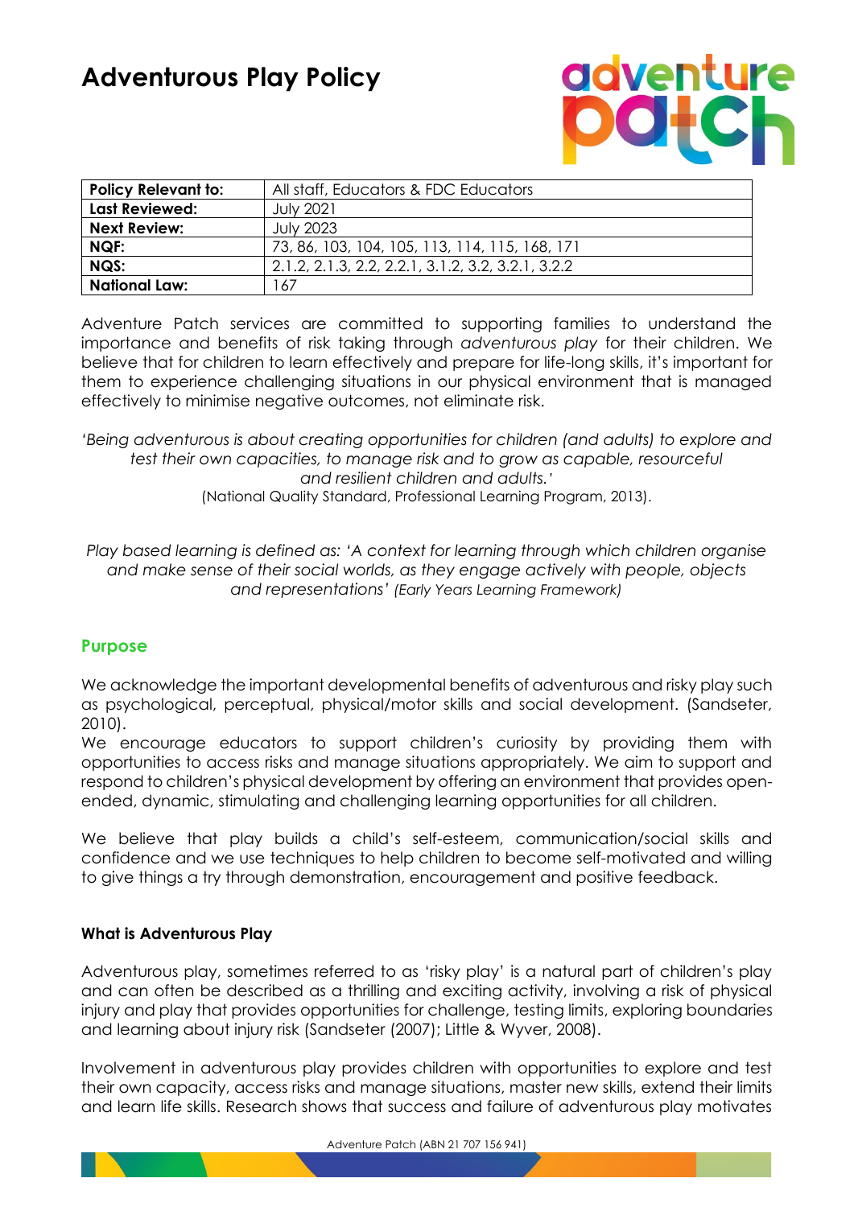# Adventurous Play Policy

| | |
|---|---|
| **Policy Relevant to:** | All staff, Educators & FDC Educators |
| **Last Reviewed:** | July 2021 |
| **Next Review:** | July 2023 |
| **NQF:** | 73, 86, 103, 104, 105, 113, 114, 115, 168, 171 |
| **NQS:** | 2.1.2, 2.1.3, 2.2, 2.2.1, 3.1.2, 3.2, 3.2.1, 3.2.2 |
| **National Law:** | 167 |

Adventure Patch services are committed to supporting families to understand the importance and benefits of risk taking through *adventurous play* for their children. We believe that for children to learn effectively and prepare for life-long skills, it's important for them to experience challenging situations in our physical environment that is managed effectively to minimise negative outcomes, not eliminate risk.

*'Being adventurous is about creating opportunities for children (and adults) to explore and test their own capacities, to manage risk and to grow as capable, resourceful and resilient children and adults.'*
(National Quality Standard, Professional Learning Program, 2013).

*Play based learning is defined as: 'A context for learning through which children organise and make sense of their social worlds, as they engage actively with people, objects and representations' (Early Years Learning Framework)*

## Purpose

We acknowledge the important developmental benefits of adventurous and risky play such as psychological, perceptual, physical/motor skills and social development. (Sandseter, 2010).
We encourage educators to support children's curiosity by providing them with opportunities to access risks and manage situations appropriately. We aim to support and respond to children's physical development by offering an environment that provides open-ended, dynamic, stimulating and challenging learning opportunities for all children.

We believe that play builds a child's self-esteem, communication/social skills and confidence and we use techniques to help children to become self-motivated and willing to give things a try through demonstration, encouragement and positive feedback.

### What is Adventurous Play

Adventurous play, sometimes referred to as 'risky play' is a natural part of children's play and can often be described as a thrilling and exciting activity, involving a risk of physical injury and play that provides opportunities for challenge, testing limits, exploring boundaries and learning about injury risk (Sandseter (2007); Little & Wyver, 2008).

Involvement in adventurous play provides children with opportunities to explore and test their own capacity, access risks and manage situations, master new skills, extend their limits and learn life skills. Research shows that success and failure of adventurous play motivates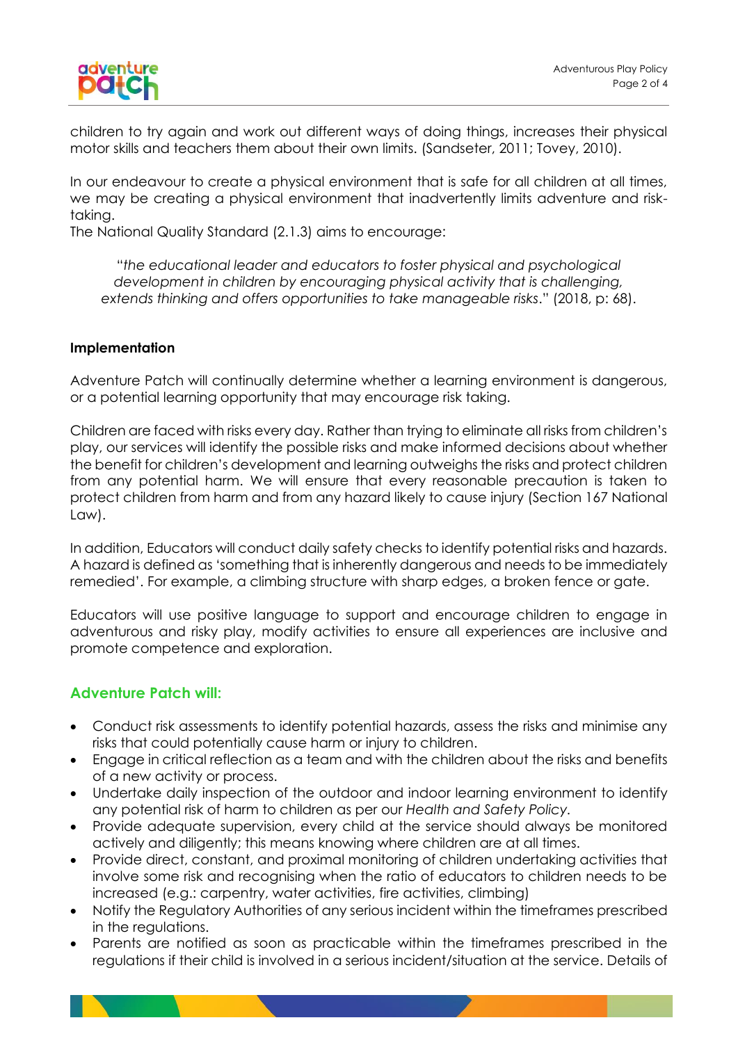children to try again and work out different ways of doing things, increases their physical motor skills and teachers them about their own limits. (Sandseter, 2011; Tovey, 2010).

In our endeavour to create a physical environment that is safe for all children at all times, we may be creating a physical environment that inadvertently limits adventure and risk-taking.

The National Quality Standard (2.1.3) aims to encourage:

> "*the educational leader and educators to foster physical and psychological development in children by encouraging physical activity that is challenging, extends thinking and offers opportunities to take manageable risks*." (2018, p: 68).

**Implementation**

Adventure Patch will continually determine whether a learning environment is dangerous, or a potential learning opportunity that may encourage risk taking.

Children are faced with risks every day. Rather than trying to eliminate all risks from children's play, our services will identify the possible risks and make informed decisions about whether the benefit for children's development and learning outweighs the risks and protect children from any potential harm. We will ensure that every reasonable precaution is taken to protect children from harm and from any hazard likely to cause injury (Section 167 National Law).

In addition, Educators will conduct daily safety checks to identify potential risks and hazards. A hazard is defined as 'something that is inherently dangerous and needs to be immediately remedied'. For example, a climbing structure with sharp edges, a broken fence or gate.

Educators will use positive language to support and encourage children to engage in adventurous and risky play, modify activities to ensure all experiences are inclusive and promote competence and exploration.

## Adventure Patch will:

- Conduct risk assessments to identify potential hazards, assess the risks and minimise any risks that could potentially cause harm or injury to children.
- Engage in critical reflection as a team and with the children about the risks and benefits of a new activity or process.
- Undertake daily inspection of the outdoor and indoor learning environment to identify any potential risk of harm to children as per our *Health and Safety Policy.*
- Provide adequate supervision, every child at the service should always be monitored actively and diligently; this means knowing where children are at all times.
- Provide direct, constant, and proximal monitoring of children undertaking activities that involve some risk and recognising when the ratio of educators to children needs to be increased (e.g.: carpentry, water activities, fire activities, climbing)
- Notify the Regulatory Authorities of any serious incident within the timeframes prescribed in the regulations.
- Parents are notified as soon as practicable within the timeframes prescribed in the regulations if their child is involved in a serious incident/situation at the service. Details of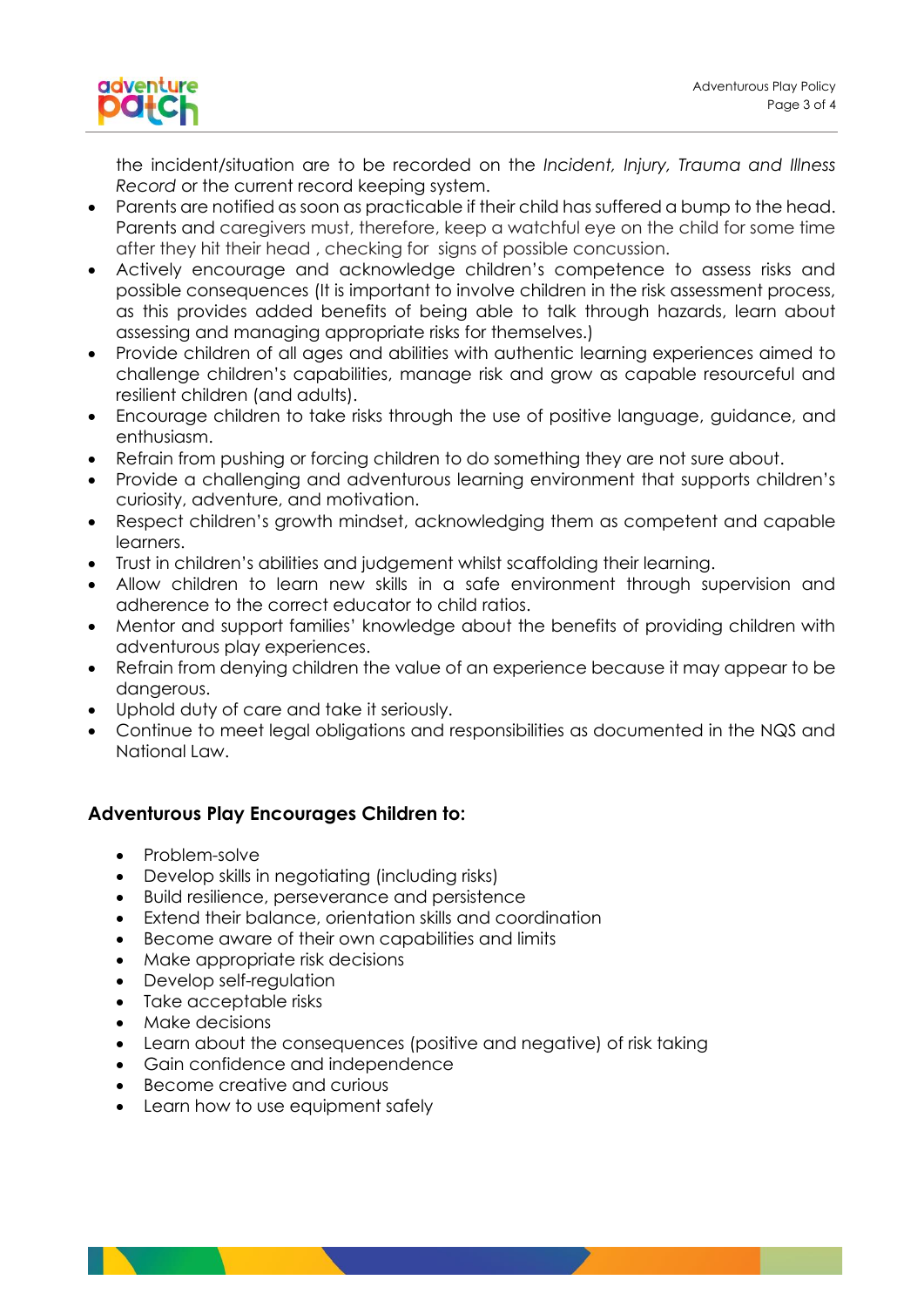the incident/situation are to be recorded on the *Incident, Injury, Trauma and Illness Record* or the current record keeping system.

- Parents are notified as soon as practicable if their child has suffered a bump to the head. Parents and caregivers must, therefore, keep a watchful eye on the child for some time after they hit their head , checking for signs of possible concussion.
- Actively encourage and acknowledge children's competence to assess risks and possible consequences (It is important to involve children in the risk assessment process, as this provides added benefits of being able to talk through hazards, learn about assessing and managing appropriate risks for themselves.)
- Provide children of all ages and abilities with authentic learning experiences aimed to challenge children's capabilities, manage risk and grow as capable resourceful and resilient children (and adults).
- Encourage children to take risks through the use of positive language, guidance, and enthusiasm.
- Refrain from pushing or forcing children to do something they are not sure about.
- Provide a challenging and adventurous learning environment that supports children's curiosity, adventure, and motivation.
- Respect children's growth mindset, acknowledging them as competent and capable learners.
- Trust in children's abilities and judgement whilst scaffolding their learning.
- Allow children to learn new skills in a safe environment through supervision and adherence to the correct educator to child ratios.
- Mentor and support families' knowledge about the benefits of providing children with adventurous play experiences.
- Refrain from denying children the value of an experience because it may appear to be dangerous.
- Uphold duty of care and take it seriously.
- Continue to meet legal obligations and responsibilities as documented in the NQS and National Law.

### Adventurous Play Encourages Children to:

- Problem-solve
- Develop skills in negotiating (including risks)
- Build resilience, perseverance and persistence
- Extend their balance, orientation skills and coordination
- Become aware of their own capabilities and limits
- Make appropriate risk decisions
- Develop self-regulation
- Take acceptable risks
- Make decisions
- Learn about the consequences (positive and negative) of risk taking
- Gain confidence and independence
- Become creative and curious
- Learn how to use equipment safely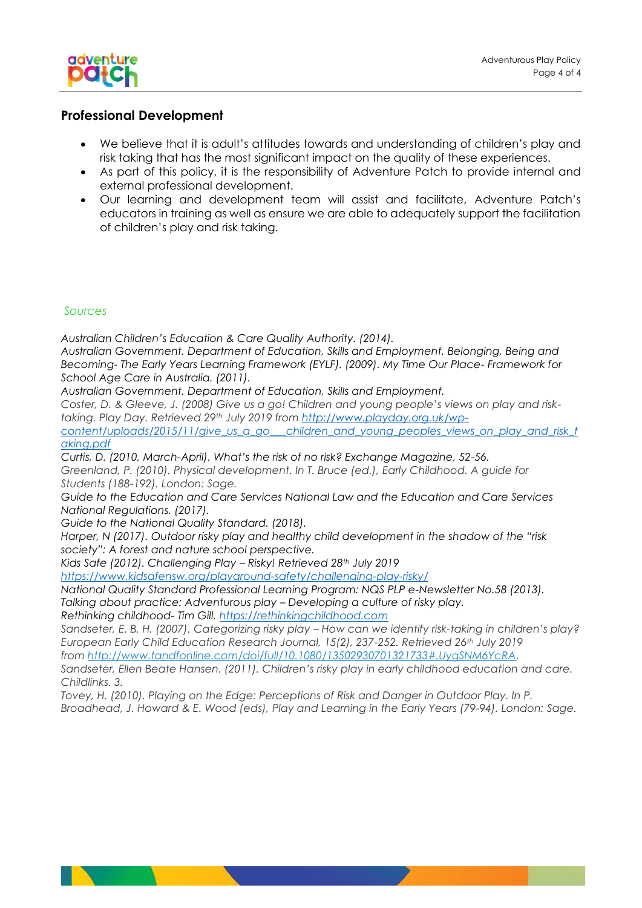## Professional Development

- We believe that it is adult's attitudes towards and understanding of children's play and risk taking that has the most significant impact on the quality of these experiences.
- As part of this policy, it is the responsibility of Adventure Patch to provide internal and external professional development.
- Our learning and development team will assist and facilitate, Adventure Patch's educators in training as well as ensure we are able to adequately support the facilitation of children's play and risk taking.

*Sources*

*Australian Children's Education & Care Quality Authority. (2014).*
*Australian Government. Department of Education, Skills and Employment. Belonging, Being and Becoming- The Early Years Learning Framework (EYLF). (2009). My Time Our Place- Framework for School Age Care in Australia. (2011).*
*Australian Government. Department of Education, Skills and Employment.*
*Coster, D. & Gleeve, J. (2008) Give us a go! Children and young people's views on play and risk-taking. Play Day. Retrieved 29th July 2019 from* [http://www.playday.org.uk/wp-content/uploads/2015/11/give_us_a_go___children_and_young_peoples_views_on_play_and_risk_taking.pdf](http://www.playday.org.uk/wp-content/uploads/2015/11/give_us_a_go___children_and_young_peoples_views_on_play_and_risk_taking.pdf)
*Curtis, D. (2010, March-April). What's the risk of no risk? Exchange Magazine, 52-56.*
*Greenland, P. (2010). Physical development. In T. Bruce (ed.), Early Childhood. A guide for Students (188-192). London: Sage.*
*Guide to the Education and Care Services National Law and the Education and Care Services National Regulations. (2017).*
*Guide to the National Quality Standard. (2018).*
*Harper, N (2017). Outdoor risky play and healthy child development in the shadow of the "risk society": A forest and nature school perspective.*
*Kids Safe (2012). Challenging Play – Risky! Retrieved 28th July 2019*
[https://www.kidsafensw.org/playground-safety/challenging-play-risky/](https://www.kidsafensw.org/playground-safety/challenging-play-risky/)
*National Quality Standard Professional Learning Program: NQS PLP e-Newsletter No.58 (2013). Talking about practice: Adventurous play – Developing a culture of risky play.*
*Rethinking childhood- Tim Gill.* [https://rethinkingchildhood.com](https://rethinkingchildhood.com)
*Sandseter, E. B. H. (2007). Categorizing risky play – How can we identify risk-taking in children's play? European Early Child Education Research Journal, 15(2), 237-252. Retrieved 26th July 2019 from* [http://www.tandfonline.com/doi/full/10.1080/13502930701321733#.UygSNM6YcRA](http://www.tandfonline.com/doi/full/10.1080/13502930701321733#.UygSNM6YcRA).
*Sandseter, Ellen Beate Hansen. (2011). Children's risky play in early childhood education and care. Childlinks. 3.*
*Tovey, H. (2010). Playing on the Edge: Perceptions of Risk and Danger in Outdoor Play. In P. Broadhead, J. Howard & E. Wood (eds), Play and Learning in the Early Years (79-94). London: Sage.*